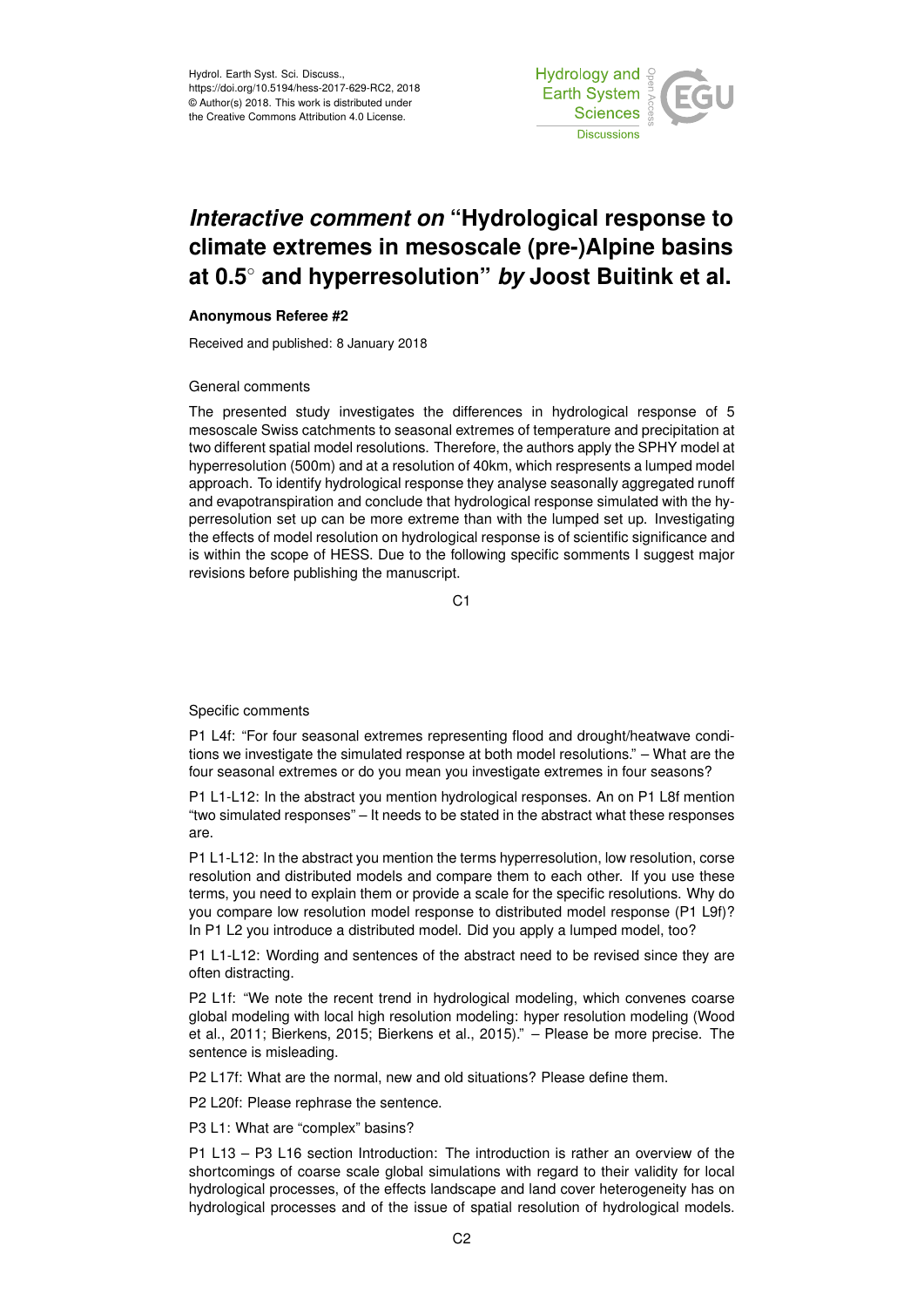Hydrol. Earth Syst. Sci. Discuss.,
https://doi.org/10.5194/hess-2017-629-RC2, 2018
© Author(s) 2018. This work is distributed under
the Creative Commons Attribution 4.0 License.

# *Interactive comment on* "Hydrological response to climate extremes in mesoscale (pre-)Alpine basins at 0.5° and hyperresolution" *by* Joost Buitink et al.

**Anonymous Referee #2**

Received and published: 8 January 2018

General comments

The presented study investigates the differences in hydrological response of 5 mesoscale Swiss catchments to seasonal extremes of temperature and precipitation at two different spatial model resolutions. Therefore, the authors apply the SPHY model at hyperresolution (500m) and at a resolution of 40km, which respresents a lumped model approach. To identify hydrological response they analyse seasonally aggregated runoff and evapotranspiration and conclude that hydrological response simulated with the hyperresolution set up can be more extreme than with the lumped set up. Investigating the effects of model resolution on hydrological response is of scientific significance and is within the scope of HESS. Due to the following specific somments I suggest major revisions before publishing the manuscript.

Specific comments

P1 L4f: "For four seasonal extremes representing flood and drought/heatwave conditions we investigate the simulated response at both model resolutions." – What are the four seasonal extremes or do you mean you investigate extremes in four seasons?

P1 L1-L12: In the abstract you mention hydrological responses. An on P1 L8f mention "two simulated responses" – It needs to be stated in the abstract what these responses are.

P1 L1-L12: In the abstract you mention the terms hyperresolution, low resolution, corse resolution and distributed models and compare them to each other. If you use these terms, you need to explain them or provide a scale for the specific resolutions. Why do you compare low resolution model response to distributed model response (P1 L9f)? In P1 L2 you introduce a distributed model. Did you apply a lumped model, too?

P1 L1-L12: Wording and sentences of the abstract need to be revised since they are often distracting.

P2 L1f: "We note the recent trend in hydrological modeling, which convenes coarse global modeling with local high resolution modeling: hyper resolution modeling (Wood et al., 2011; Bierkens, 2015; Bierkens et al., 2015)." – Please be more precise. The sentence is misleading.

P2 L17f: What are the normal, new and old situations? Please define them.

P2 L20f: Please rephrase the sentence.

P3 L1: What are "complex" basins?

P1 L13 – P3 L16 section Introduction: The introduction is rather an overview of the shortcomings of coarse scale global simulations with regard to their validity for local hydrological processes, of the effects landscape and land cover heterogeneity has on hydrological processes and of the issue of spatial resolution of hydrological models.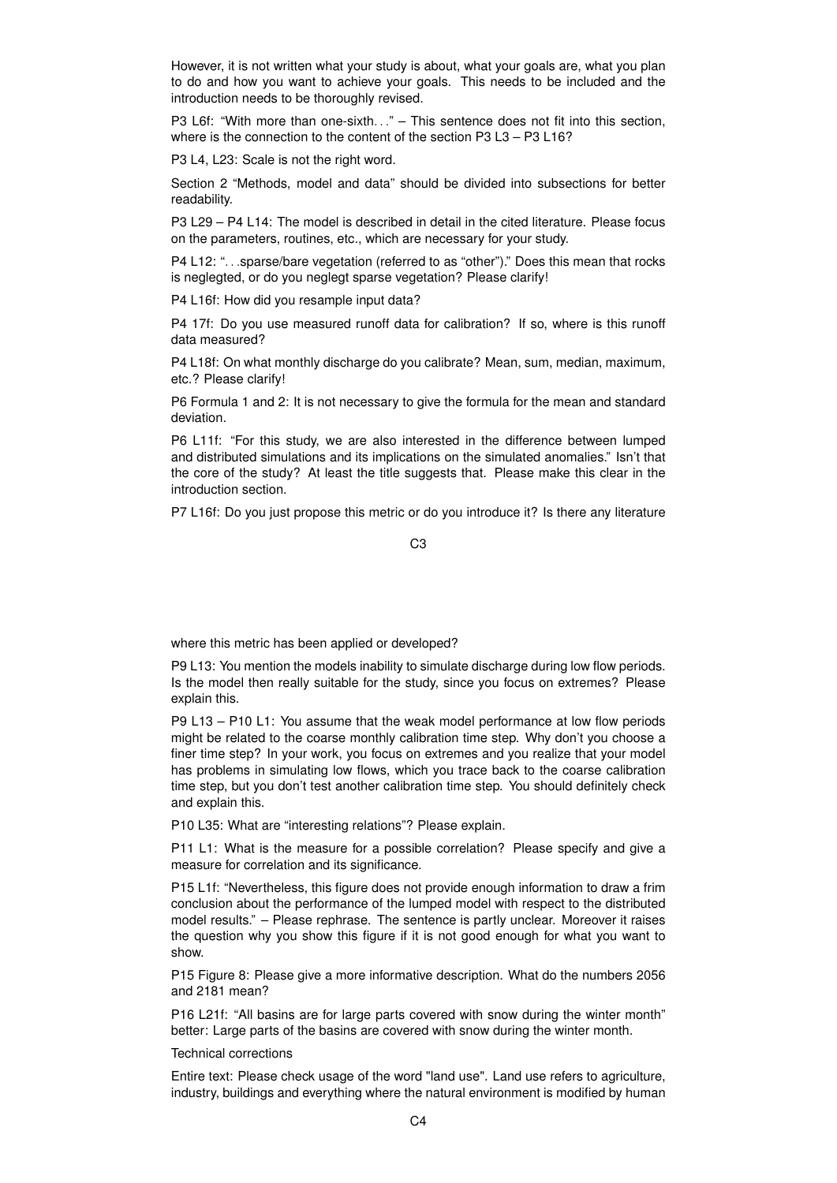However, it is not written what your study is about, what your goals are, what you plan to do and how you want to achieve your goals. This needs to be included and the introduction needs to be thoroughly revised.

P3 L6f: "With more than one-sixth..." – This sentence does not fit into this section, where is the connection to the content of the section P3 L3 – P3 L16?

P3 L4, L23: Scale is not the right word.

Section 2 "Methods, model and data" should be divided into subsections for better readability.

P3 L29 – P4 L14: The model is described in detail in the cited literature. Please focus on the parameters, routines, etc., which are necessary for your study.

P4 L12: "...sparse/bare vegetation (referred to as "other")." Does this mean that rocks is neglegted, or do you neglegt sparse vegetation? Please clarify!

P4 L16f: How did you resample input data?

P4 17f: Do you use measured runoff data for calibration? If so, where is this runoff data measured?

P4 L18f: On what monthly discharge do you calibrate? Mean, sum, median, maximum, etc.? Please clarify!

P6 Formula 1 and 2: It is not necessary to give the formula for the mean and standard deviation.

P6 L11f: "For this study, we are also interested in the difference between lumped and distributed simulations and its implications on the simulated anomalies." Isn't that the core of the study? At least the title suggests that. Please make this clear in the introduction section.

P7 L16f: Do you just propose this metric or do you introduce it? Is there any literature where this metric has been applied or developed?

P9 L13: You mention the models inability to simulate discharge during low flow periods. Is the model then really suitable for the study, since you focus on extremes? Please explain this.

P9 L13 – P10 L1: You assume that the weak model performance at low flow periods might be related to the coarse monthly calibration time step. Why don't you choose a finer time step? In your work, you focus on extremes and you realize that your model has problems in simulating low flows, which you trace back to the coarse calibration time step, but you don't test another calibration time step. You should definitely check and explain this.

P10 L35: What are "interesting relations"? Please explain.

P11 L1: What is the measure for a possible correlation? Please specify and give a measure for correlation and its significance.

P15 L1f: "Nevertheless, this figure does not provide enough information to draw a frim conclusion about the performance of the lumped model with respect to the distributed model results." – Please rephrase. The sentence is partly unclear. Moreover it raises the question why you show this figure if it is not good enough for what you want to show.

P15 Figure 8: Please give a more informative description. What do the numbers 2056 and 2181 mean?

P16 L21f: "All basins are for large parts covered with snow during the winter month" better: Large parts of the basins are covered with snow during the winter month.

Technical corrections

Entire text: Please check usage of the word "land use". Land use refers to agriculture, industry, buildings and everything where the natural environment is modified by human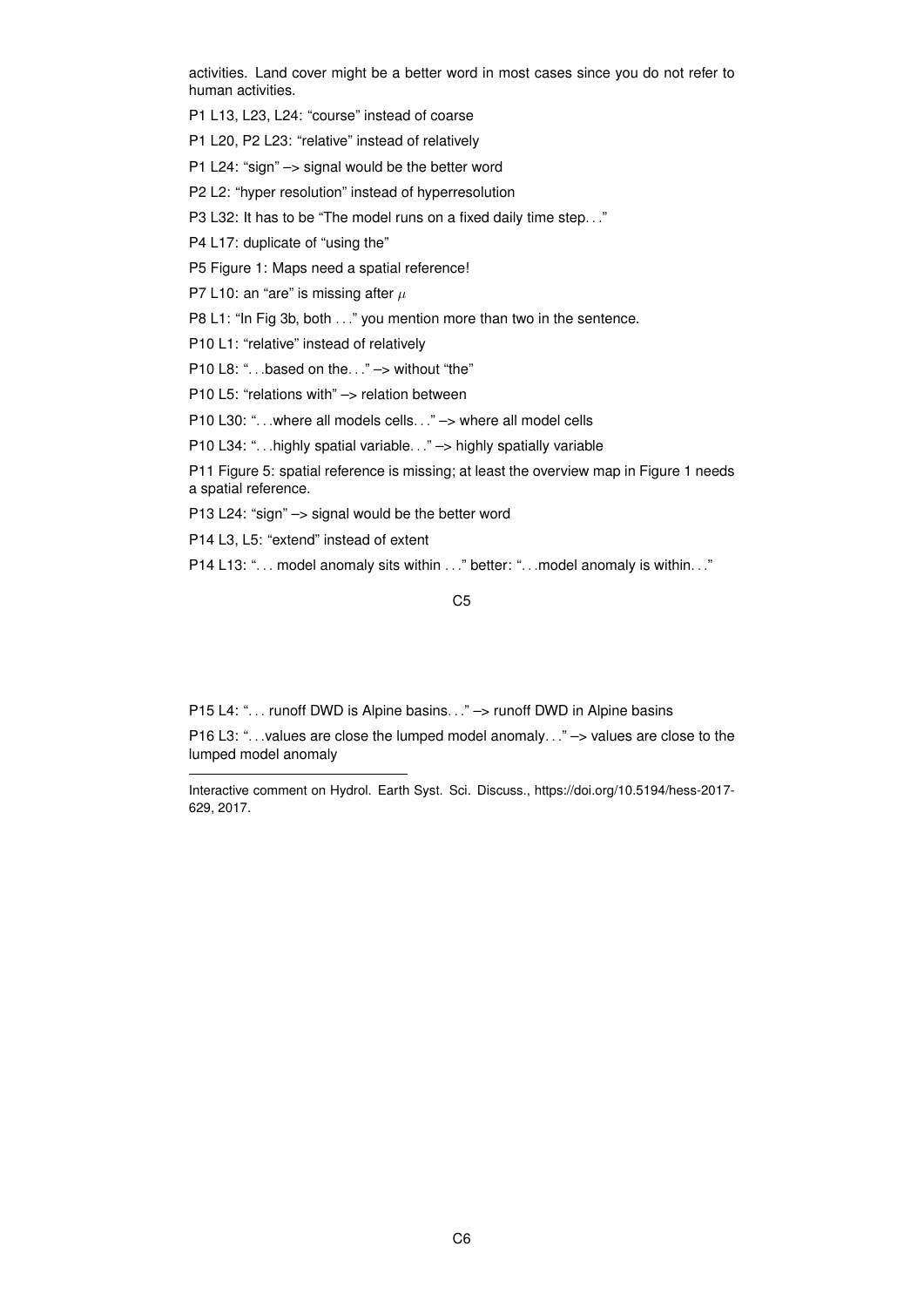activities. Land cover might be a better word in most cases since you do not refer to human activities.

P1 L13, L23, L24: "course" instead of coarse

P1 L20, P2 L23: "relative" instead of relatively

P1 L24: "sign" –> signal would be the better word

P2 L2: "hyper resolution" instead of hyperresolution

P3 L32: It has to be "The model runs on a fixed daily time step. . ."

P4 L17: duplicate of "using the"

P5 Figure 1: Maps need a spatial reference!

P7 L10: an "are" is missing after $\mu$

P8 L1: "In Fig 3b, both . . ." you mention more than two in the sentence.

P10 L1: "relative" instead of relatively

P10 L8: ". . .based on the. . ." –> without "the"

P10 L5: "relations with" –> relation between

P10 L30: ". . .where all models cells. . ." –> where all model cells

P10 L34: ". . .highly spatial variable. . ." –> highly spatially variable

P11 Figure 5: spatial reference is missing; at least the overview map in Figure 1 needs a spatial reference.

P13 L24: "sign" –> signal would be the better word

P14 L3, L5: "extend" instead of extent

P14 L13: ". . . model anomaly sits within . . ." better: ". . .model anomaly is within. . ."

P15 L4: ". . . runoff DWD is Alpine basins. . ." –> runoff DWD in Alpine basins

P16 L3: ". . .values are close the lumped model anomaly. . ." –> values are close to the lumped model anomaly

---

Interactive comment on Hydrol. Earth Syst. Sci. Discuss., https://doi.org/10.5194/hess-2017-629, 2017.